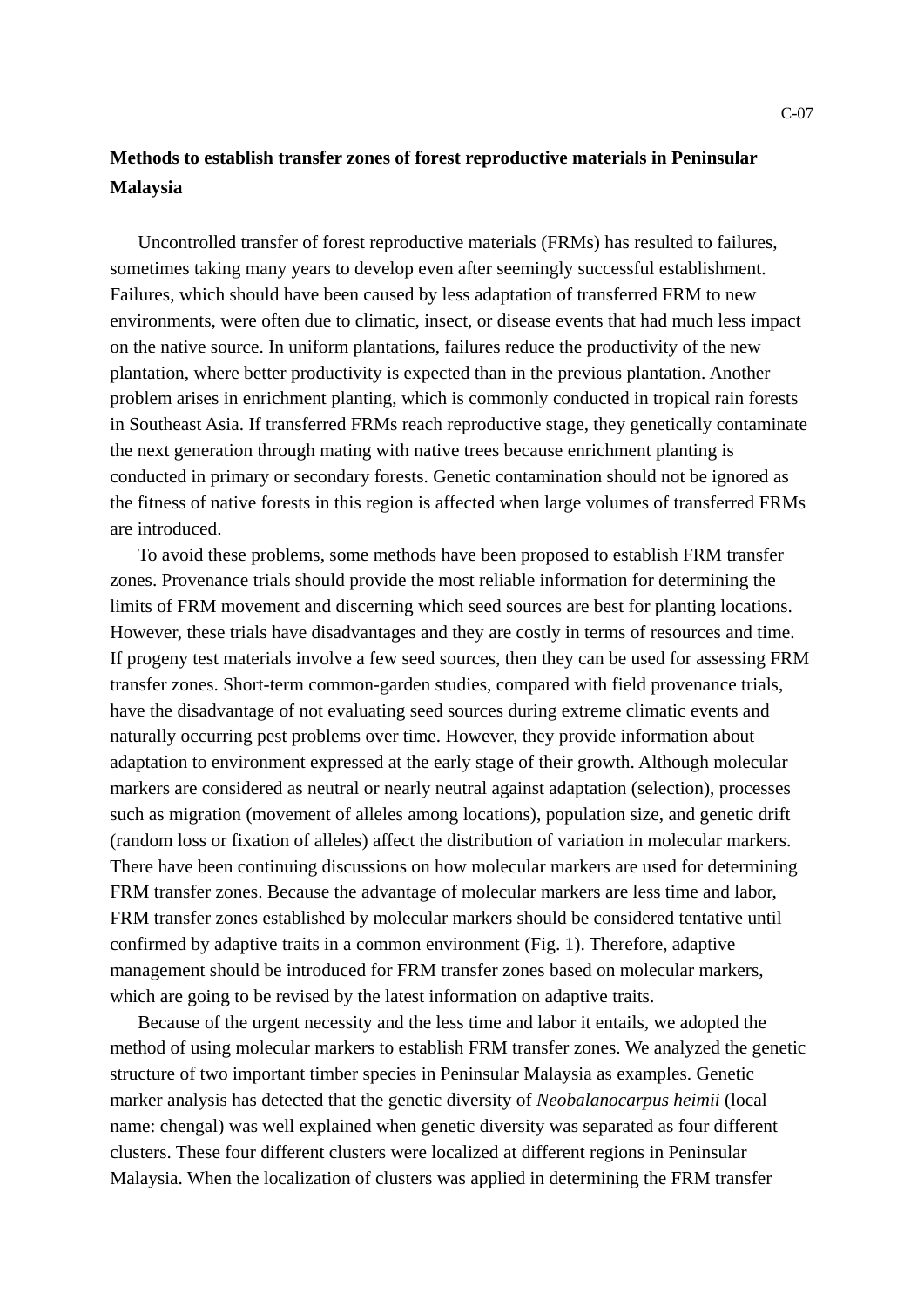C-07

**Methods to establish transfer zones of forest reproductive materials in Peninsular Malaysia**

Uncontrolled transfer of forest reproductive materials (FRMs) has resulted to failures, sometimes taking many years to develop even after seemingly successful establishment. Failures, which should have been caused by less adaptation of transferred FRM to new environments, were often due to climatic, insect, or disease events that had much less impact on the native source. In uniform plantations, failures reduce the productivity of the new plantation, where better productivity is expected than in the previous plantation. Another problem arises in enrichment planting, which is commonly conducted in tropical rain forests in Southeast Asia. If transferred FRMs reach reproductive stage, they genetically contaminate the next generation through mating with native trees because enrichment planting is conducted in primary or secondary forests. Genetic contamination should not be ignored as the fitness of native forests in this region is affected when large volumes of transferred FRMs are introduced.

To avoid these problems, some methods have been proposed to establish FRM transfer zones. Provenance trials should provide the most reliable information for determining the limits of FRM movement and discerning which seed sources are best for planting locations. However, these trials have disadvantages and they are costly in terms of resources and time. If progeny test materials involve a few seed sources, then they can be used for assessing FRM transfer zones. Short-term common-garden studies, compared with field provenance trials, have the disadvantage of not evaluating seed sources during extreme climatic events and naturally occurring pest problems over time. However, they provide information about adaptation to environment expressed at the early stage of their growth. Although molecular markers are considered as neutral or nearly neutral against adaptation (selection), processes such as migration (movement of alleles among locations), population size, and genetic drift (random loss or fixation of alleles) affect the distribution of variation in molecular markers. There have been continuing discussions on how molecular markers are used for determining FRM transfer zones. Because the advantage of molecular markers are less time and labor, FRM transfer zones established by molecular markers should be considered tentative until confirmed by adaptive traits in a common environment (Fig. 1). Therefore, adaptive management should be introduced for FRM transfer zones based on molecular markers, which are going to be revised by the latest information on adaptive traits.

Because of the urgent necessity and the less time and labor it entails, we adopted the method of using molecular markers to establish FRM transfer zones. We analyzed the genetic structure of two important timber species in Peninsular Malaysia as examples. Genetic marker analysis has detected that the genetic diversity of *Neobalanocarpus heimii* (local name: chengal) was well explained when genetic diversity was separated as four different clusters. These four different clusters were localized at different regions in Peninsular Malaysia. When the localization of clusters was applied in determining the FRM transfer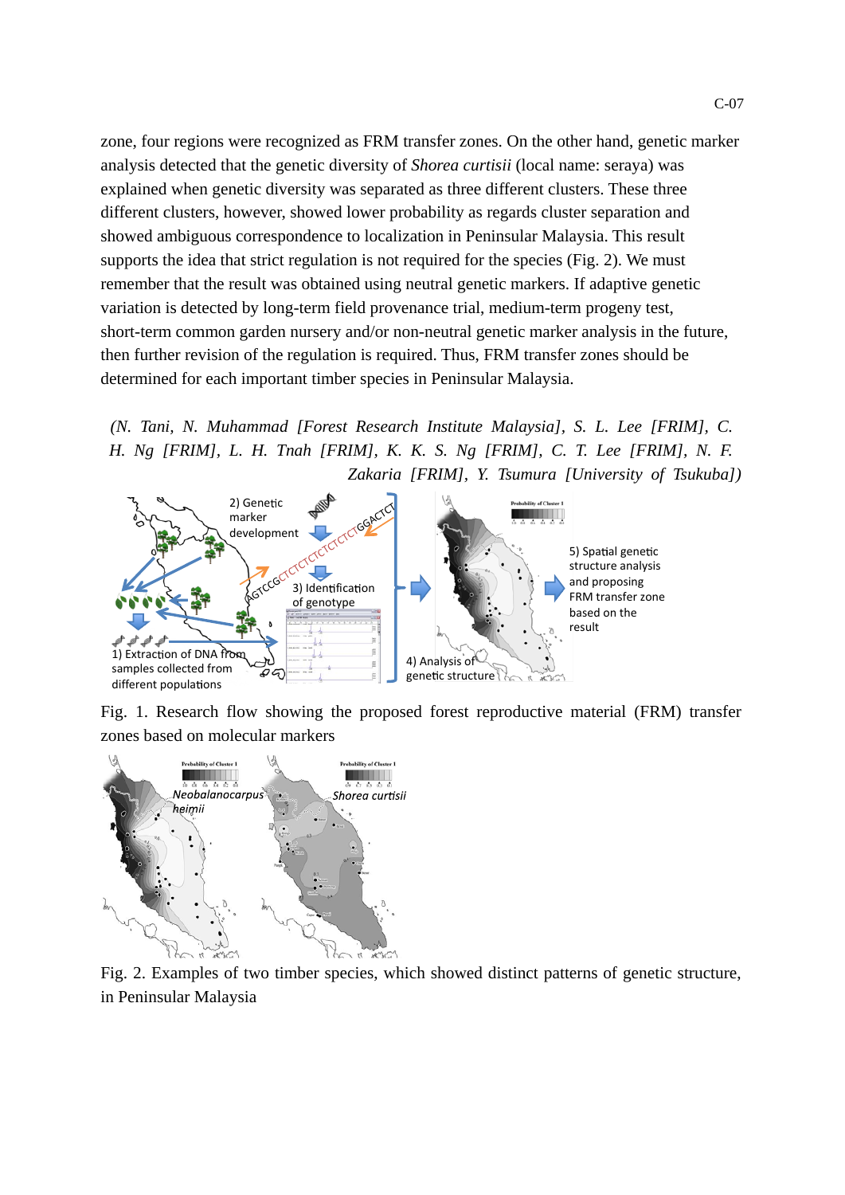zone, four regions were recognized as FRM transfer zones. On the other hand, genetic marker analysis detected that the genetic diversity of *Shorea curtisii* (local name: seraya) was explained when genetic diversity was separated as three different clusters. These three different clusters, however, showed lower probability as regards cluster separation and showed ambiguous correspondence to localization in Peninsular Malaysia. This result supports the idea that strict regulation is not required for the species (Fig. 2). We must remember that the result was obtained using neutral genetic markers. If adaptive genetic variation is detected by long-term field provenance trial, medium-term progeny test, short-term common garden nursery and/or non-neutral genetic marker analysis in the future, then further revision of the regulation is required. Thus, FRM transfer zones should be determined for each important timber species in Peninsular Malaysia.

*(N. Tani, N. Muhammad [Forest Research Institute Malaysia], S. L. Lee [FRIM], C. H. Ng [FRIM], L. H. Tnah [FRIM], K. K. S. Ng [FRIM], C. T. Lee [FRIM], N. F. Zakaria [FRIM], Y. Tsumura [University of Tsukuba])*

2) Genetic marker development

AGTCCGCTCTCTCTCTCTCTGGACTCT

3) Identification of genotype

1) Extraction of DNA from samples collected from different populations

4) Analysis of genetic structure

Probability of Cluster 1

5) Spatial genetic structure analysis and proposing FRM transfer zone based on the result

Fig. 1. Research flow showing the proposed forest reproductive material (FRM) transfer zones based on molecular markers

Probability of Cluster 1

*Neobalanocarpus heimii*

Probability of Cluster 1

*Shorea curtisii*

Fig. 2. Examples of two timber species, which showed distinct patterns of genetic structure, in Peninsular Malaysia